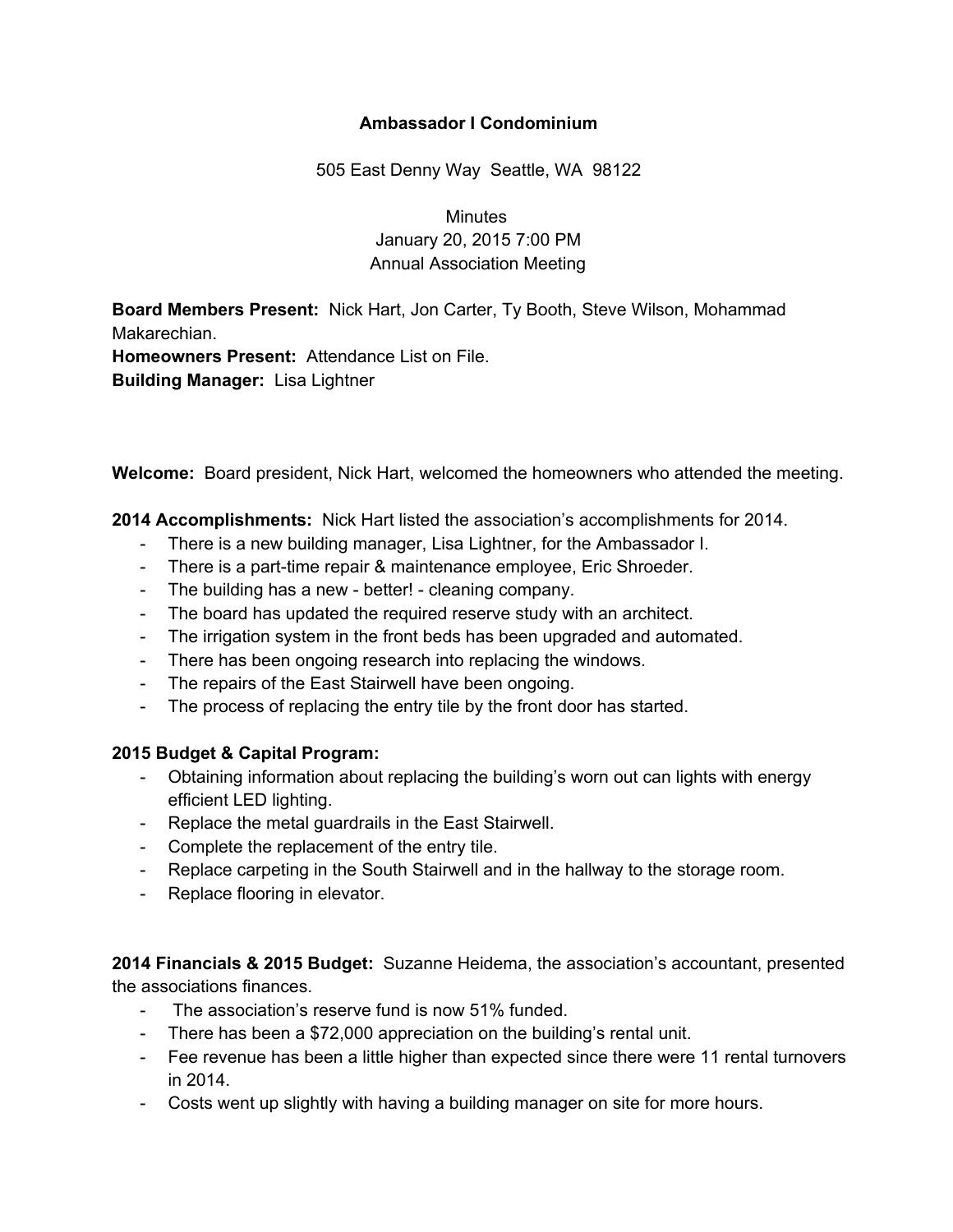**Ambassador I Condominium**

505 East Denny Way Seattle, WA 98122

Minutes
January 20, 2015 7:00 PM
Annual Association Meeting

**Board Members Present:** Nick Hart, Jon Carter, Ty Booth, Steve Wilson, Mohammad Makarechian.
**Homeowners Present:** Attendance List on File.
**Building Manager:** Lisa Lightner

**Welcome:** Board president, Nick Hart, welcomed the homeowners who attended the meeting.

**2014 Accomplishments:** Nick Hart listed the association's accomplishments for 2014.

- There is a new building manager, Lisa Lightner, for the Ambassador I.
- There is a part-time repair & maintenance employee, Eric Shroeder.
- The building has a new - better! - cleaning company.
- The board has updated the required reserve study with an architect.
- The irrigation system in the front beds has been upgraded and automated.
- There has been ongoing research into replacing the windows.
- The repairs of the East Stairwell have been ongoing.
- The process of replacing the entry tile by the front door has started.

**2015 Budget & Capital Program:**

- Obtaining information about replacing the building's worn out can lights with energy efficient LED lighting.
- Replace the metal guardrails in the East Stairwell.
- Complete the replacement of the entry tile.
- Replace carpeting in the South Stairwell and in the hallway to the storage room.
- Replace flooring in elevator.

**2014 Financials & 2015 Budget:** Suzanne Heidema, the association's accountant, presented the associations finances.

- The association's reserve fund is now 51% funded.
- There has been a $72,000 appreciation on the building's rental unit.
- Fee revenue has been a little higher than expected since there were 11 rental turnovers in 2014.
- Costs went up slightly with having a building manager on site for more hours.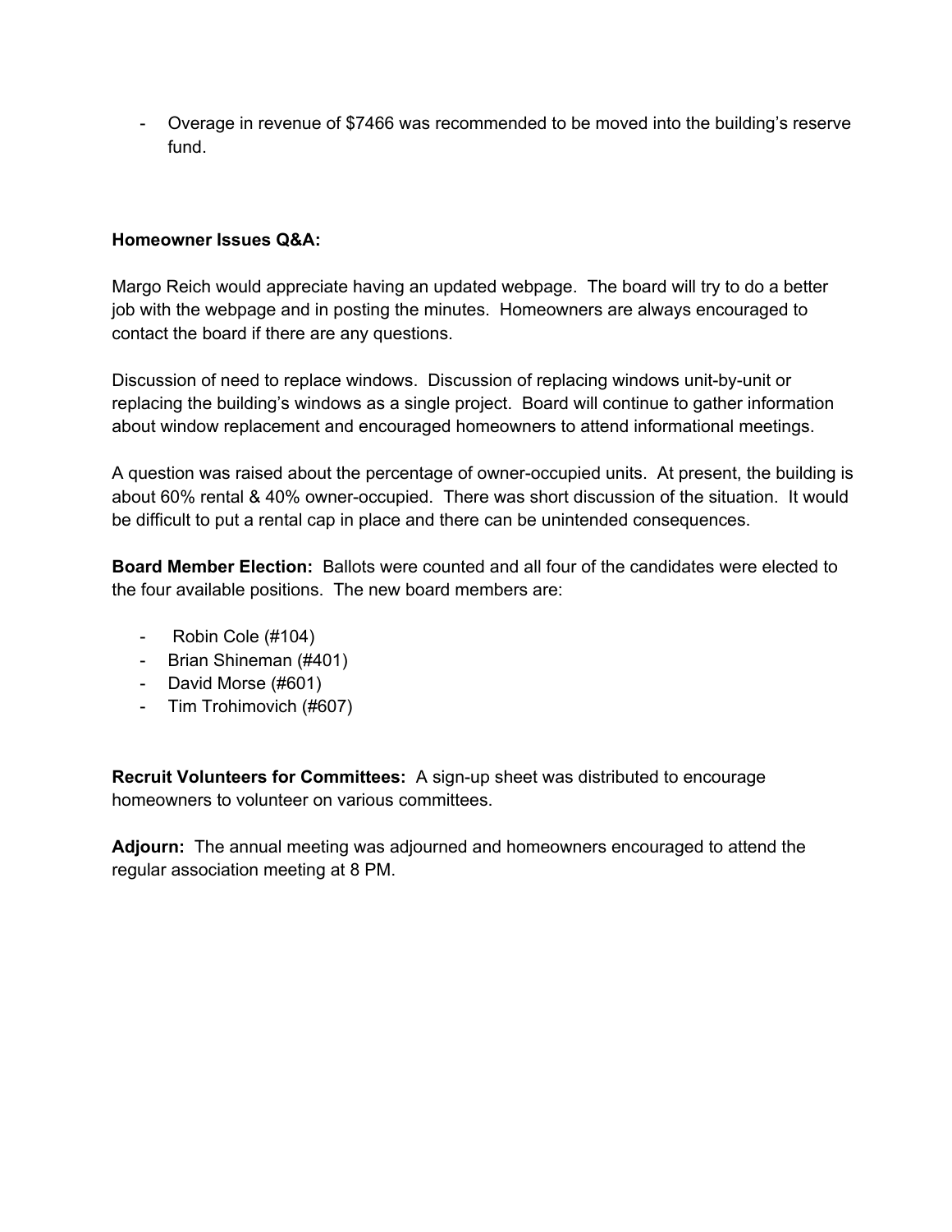- Overage in revenue of $7466 was recommended to be moved into the building's reserve fund.

**Homeowner Issues Q&A:**

Margo Reich would appreciate having an updated webpage. The board will try to do a better job with the webpage and in posting the minutes. Homeowners are always encouraged to contact the board if there are any questions.

Discussion of need to replace windows. Discussion of replacing windows unit-by-unit or replacing the building's windows as a single project. Board will continue to gather information about window replacement and encouraged homeowners to attend informational meetings.

A question was raised about the percentage of owner-occupied units. At present, the building is about 60% rental & 40% owner-occupied. There was short discussion of the situation. It would be difficult to put a rental cap in place and there can be unintended consequences.

**Board Member Election:** Ballots were counted and all four of the candidates were elected to the four available positions. The new board members are:

- Robin Cole (#104)
- Brian Shineman (#401)
- David Morse (#601)
- Tim Trohimovich (#607)

**Recruit Volunteers for Committees:** A sign-up sheet was distributed to encourage homeowners to volunteer on various committees.

**Adjourn:** The annual meeting was adjourned and homeowners encouraged to attend the regular association meeting at 8 PM.